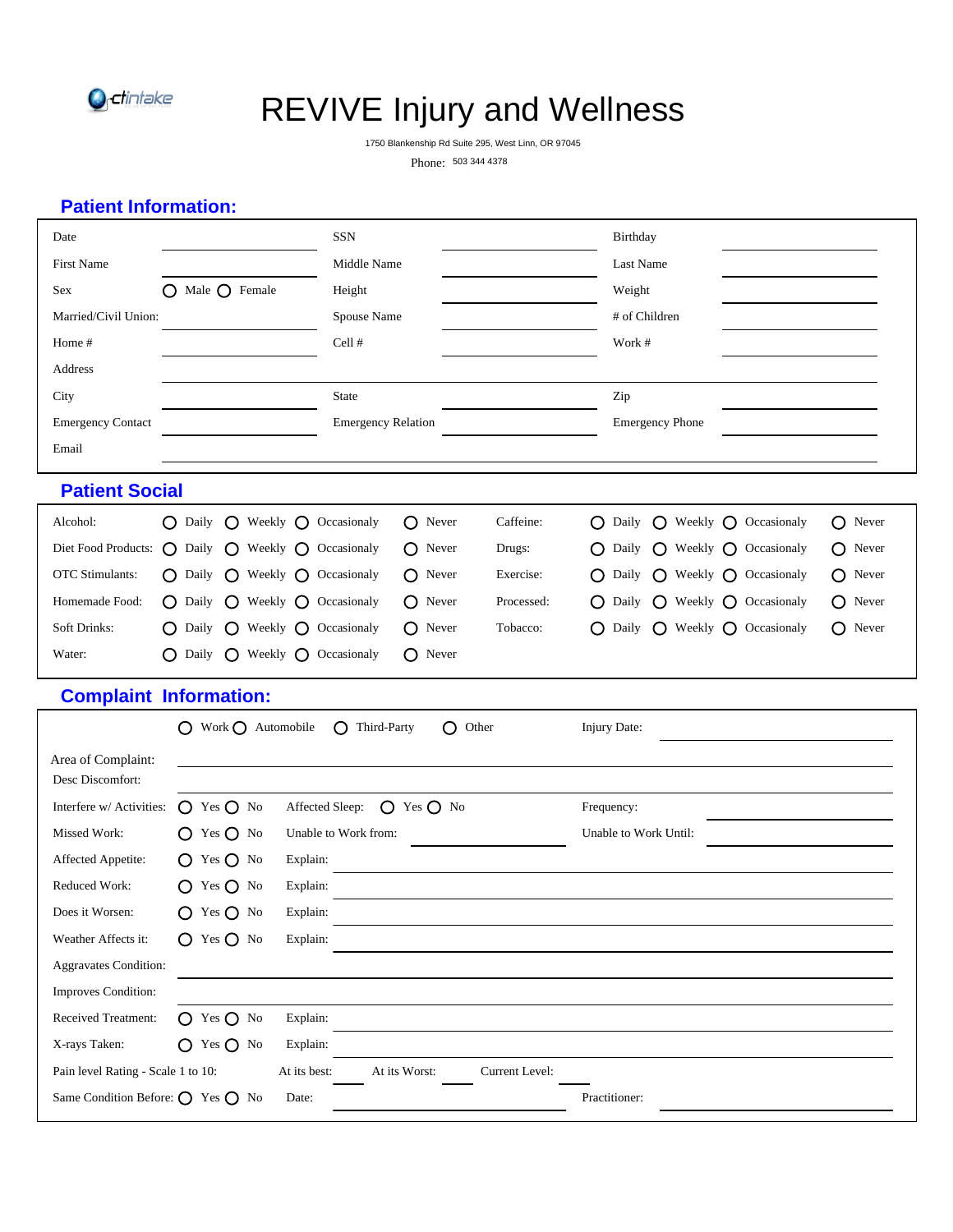# REVIVE Injury and Wellness

1750 Blankenship Rd Suite 295, West Linn, OR 97045

Phone: 503 344 4378

## Patient Information:

| | | | | | |
|---|---|---|---|---|---|
| Date | | SSN | | Birthday | |
| First Name | | Middle Name | | Last Name | |
| Sex | ○ Male ○ Female | Height | | Weight | |
| Married/Civil Union: | | Spouse Name | | # of Children | |
| Home # | | Cell # | | Work # | |
| Address | | | | | |
| City | | State | | Zip | |
| Emergency Contact | | Emergency Relation | | Emergency Phone | |
| Email | | | | | |

## Patient Social

| | | | | | | | | | |
|---|---|---|---|---|---|---|---|---|---|
| Alcohol: | ○ Daily | ○ Weekly | ○ Occasionaly | ○ Never | Caffeine: | ○ Daily | ○ Weekly | ○ Occasionaly | ○ Never |
| Diet Food Products: | ○ Daily | ○ Weekly | ○ Occasionaly | ○ Never | Drugs: | ○ Daily | ○ Weekly | ○ Occasionaly | ○ Never |
| OTC Stimulants: | ○ Daily | ○ Weekly | ○ Occasionaly | ○ Never | Exercise: | ○ Daily | ○ Weekly | ○ Occasionaly | ○ Never |
| Homemade Food: | ○ Daily | ○ Weekly | ○ Occasionaly | ○ Never | Processed: | ○ Daily | ○ Weekly | ○ Occasionaly | ○ Never |
| Soft Drinks: | ○ Daily | ○ Weekly | ○ Occasionaly | ○ Never | Tobacco: | ○ Daily | ○ Weekly | ○ Occasionaly | ○ Never |
| Water: | ○ Daily | ○ Weekly | ○ Occasionaly | ○ Never | | | | | |

## Complaint Information:

○ Work ○ Automobile ○ Third-Party ○ Other    Injury Date: \_\_\_\_\_\_\_\_

Area of Complaint: \_\_\_\_\_\_\_\_

Desc Discomfort: \_\_\_\_\_\_\_\_

| | | | | | |
|---|---|---|---|---|---|
| Interfere w/ Activities: | ○ Yes ○ No | Affected Sleep: | ○ Yes ○ No | Frequency: | |
| Missed Work: | ○ Yes ○ No | Unable to Work from: | | Unable to Work Until: | |
| Affected Appetite: | ○ Yes ○ No | Explain: | | | |
| Reduced Work: | ○ Yes ○ No | Explain: | | | |
| Does it Worsen: | ○ Yes ○ No | Explain: | | | |
| Weather Affects it: | ○ Yes ○ No | Explain: | | | |
| Aggravates Condition: | | | | | |
| Improves Condition: | | | | | |
| Received Treatment: | ○ Yes ○ No | Explain: | | | |
| X-rays Taken: | ○ Yes ○ No | Explain: | | | |

Pain level Rating - Scale 1 to 10:    At its best: \_\_\_\_    At its Worst: \_\_\_\_    Current Level: \_\_\_\_

Same Condition Before: ○ Yes ○ No    Date: \_\_\_\_\_\_\_\_    Practitioner: \_\_\_\_\_\_\_\_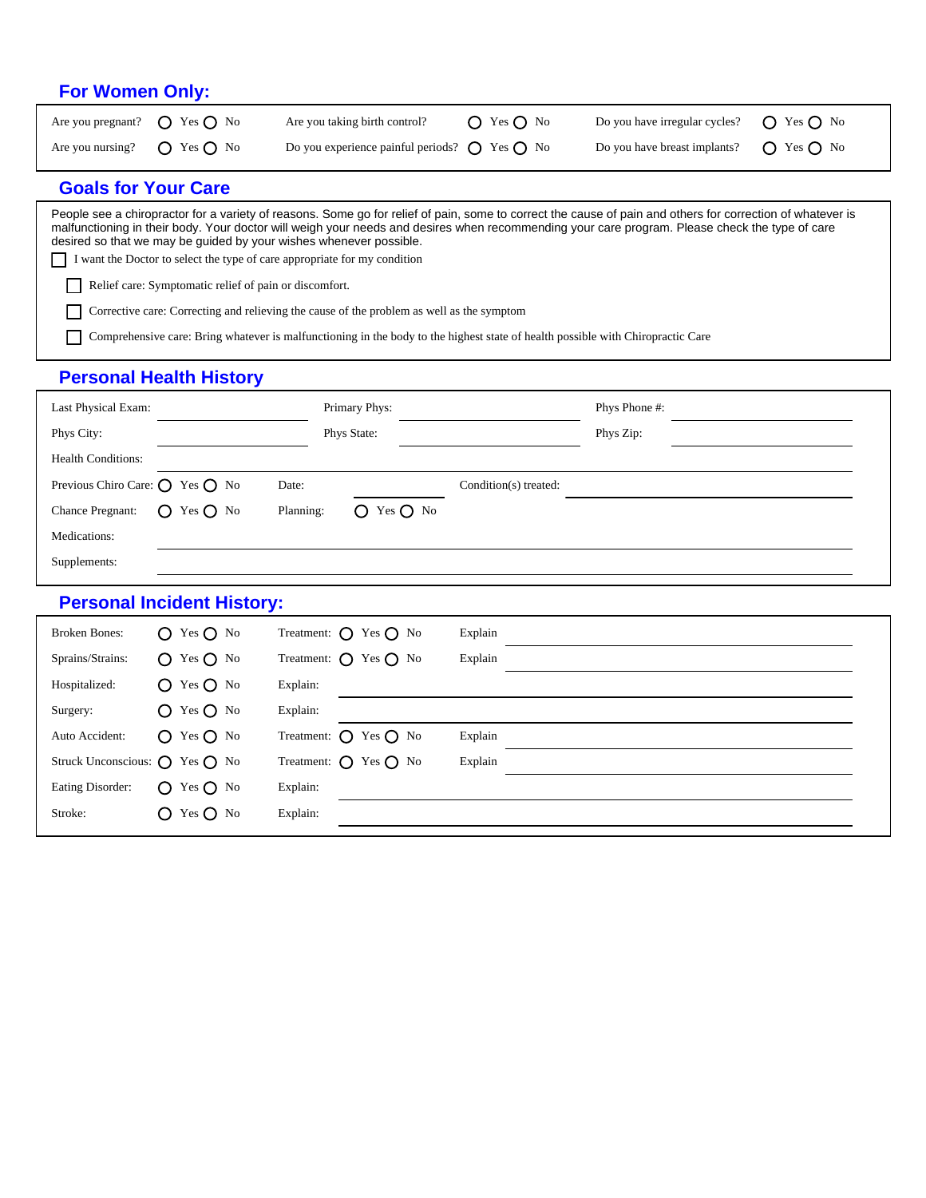## For Women Only:

| | | | | | |
|---|---|---|---|---|---|
| Are you pregnant? | ○ Yes ○ No | Are you taking birth control? | ○ Yes ○ No | Do you have irregular cycles? | ○ Yes ○ No |
| Are you nursing? | ○ Yes ○ No | Do you experience painful periods? | ○ Yes ○ No | Do you have breast implants? | ○ Yes ○ No |

## Goals for Your Care

People see a chiropractor for a variety of reasons. Some go for relief of pain, some to correct the cause of pain and others for correction of whatever is malfunctioning in their body. Your doctor will weigh your needs and desires when recommending your care program. Please check the type of care desired so that we may be guided by your wishes whenever possible.

☐ I want the Doctor to select the type of care appropriate for my condition

- ☐ Relief care: Symptomatic relief of pain or discomfort.
- ☐ Corrective care: Correcting and relieving the cause of the problem as well as the symptom
- ☐ Comprehensive care: Bring whatever is malfunctioning in the body to the highest state of health possible with Chiropractic Care

## Personal Health History

| | | | | | |
|---|---|---|---|---|---|
| Last Physical Exam: | | Primary Phys: | | Phys Phone #: | |
| Phys City: | | Phys State: | | Phys Zip: | |
| Health Conditions: | | | | | |
| Previous Chiro Care: | ○ Yes ○ No | Date: | | Condition(s) treated: | |
| Chance Pregnant: | ○ Yes ○ No | Planning: | ○ Yes ○ No | | |
| Medications: | | | | | |
| Supplements: | | | | | |

## Personal Incident History:

| | | | | | |
|---|---|---|---|---|---|
| Broken Bones: | ○ Yes ○ No | Treatment: | ○ Yes ○ No | Explain | |
| Sprains/Strains: | ○ Yes ○ No | Treatment: | ○ Yes ○ No | Explain | |
| Hospitalized: | ○ Yes ○ No | Explain: | | | |
| Surgery: | ○ Yes ○ No | Explain: | | | |
| Auto Accident: | ○ Yes ○ No | Treatment: | ○ Yes ○ No | Explain | |
| Struck Unconscious: | ○ Yes ○ No | Treatment: | ○ Yes ○ No | Explain | |
| Eating Disorder: | ○ Yes ○ No | Explain: | | | |
| Stroke: | ○ Yes ○ No | Explain: | | | |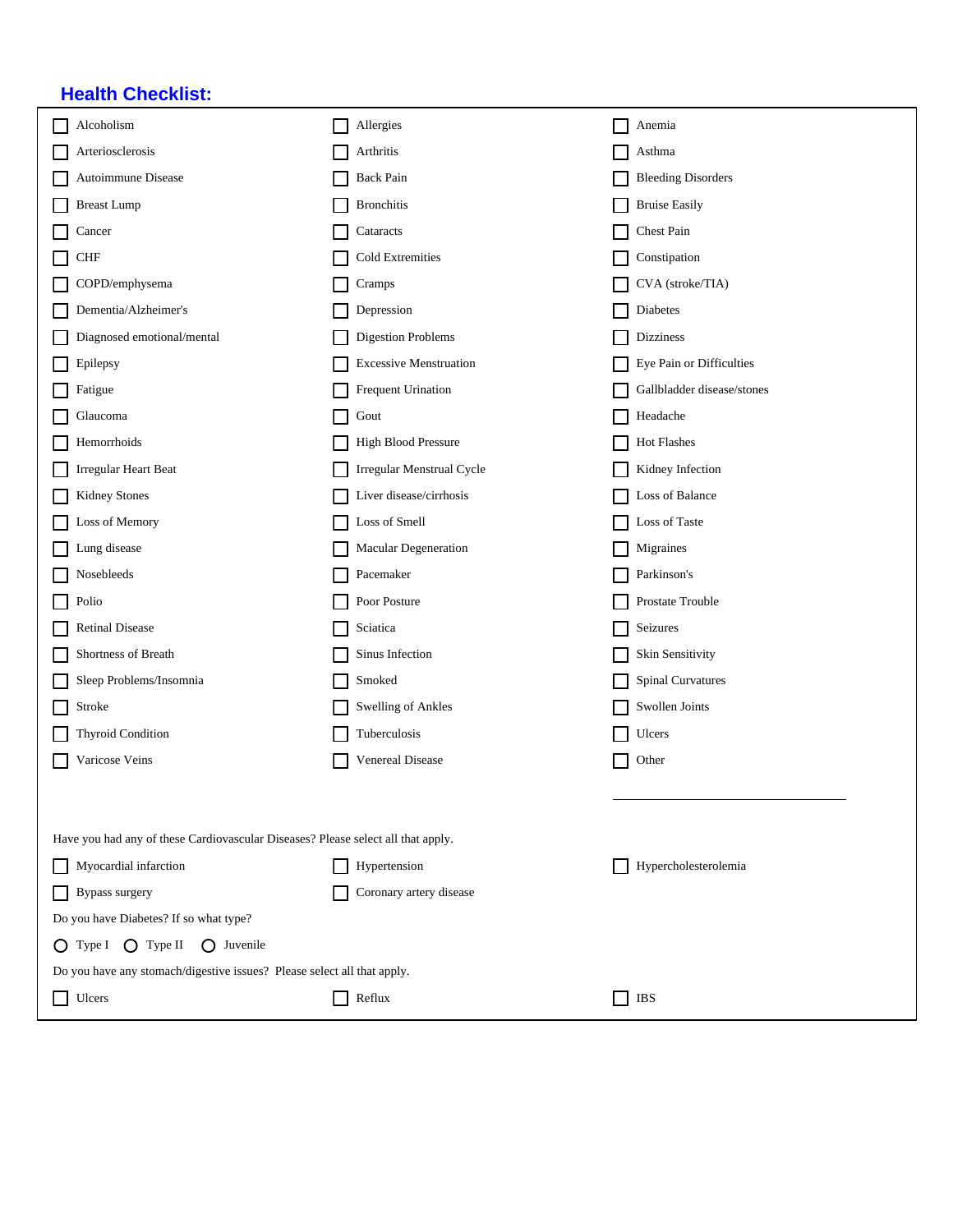## Health Checklist:

- [ ] Alcoholism
- [ ] Allergies
- [ ] Anemia
- [ ] Arteriosclerosis
- [ ] Arthritis
- [ ] Asthma
- [ ] Autoimmune Disease
- [ ] Back Pain
- [ ] Bleeding Disorders
- [ ] Breast Lump
- [ ] Bronchitis
- [ ] Bruise Easily
- [ ] Cancer
- [ ] Cataracts
- [ ] Chest Pain
- [ ] CHF
- [ ] Cold Extremities
- [ ] Constipation
- [ ] COPD/emphysema
- [ ] Cramps
- [ ] CVA (stroke/TIA)
- [ ] Dementia/Alzheimer's
- [ ] Depression
- [ ] Diabetes
- [ ] Diagnosed emotional/mental
- [ ] Digestion Problems
- [ ] Dizziness
- [ ] Epilepsy
- [ ] Excessive Menstruation
- [ ] Eye Pain or Difficulties
- [ ] Fatigue
- [ ] Frequent Urination
- [ ] Gallbladder disease/stones
- [ ] Glaucoma
- [ ] Gout
- [ ] Headache
- [ ] Hemorrhoids
- [ ] High Blood Pressure
- [ ] Hot Flashes
- [ ] Irregular Heart Beat
- [ ] Irregular Menstrual Cycle
- [ ] Kidney Infection
- [ ] Kidney Stones
- [ ] Liver disease/cirrhosis
- [ ] Loss of Balance
- [ ] Loss of Memory
- [ ] Loss of Smell
- [ ] Loss of Taste
- [ ] Lung disease
- [ ] Macular Degeneration
- [ ] Migraines
- [ ] Nosebleeds
- [ ] Pacemaker
- [ ] Parkinson's
- [ ] Polio
- [ ] Poor Posture
- [ ] Prostate Trouble
- [ ] Retinal Disease
- [ ] Sciatica
- [ ] Seizures
- [ ] Shortness of Breath
- [ ] Sinus Infection
- [ ] Skin Sensitivity
- [ ] Sleep Problems/Insomnia
- [ ] Smoked
- [ ] Spinal Curvatures
- [ ] Stroke
- [ ] Swelling of Ankles
- [ ] Swollen Joints
- [ ] Thyroid Condition
- [ ] Tuberculosis
- [ ] Ulcers
- [ ] Varicose Veins
- [ ] Venereal Disease
- [ ] Other ______________________

Have you had any of these Cardiovascular Diseases? Please select all that apply.

- [ ] Myocardial infarction
- [ ] Hypertension
- [ ] Hypercholesterolemia
- [ ] Bypass surgery
- [ ] Coronary artery disease

Do you have Diabetes? If so what type?

○ Type I ○ Type II ○ Juvenile

Do you have any stomach/digestive issues? Please select all that apply.

- [ ] Ulcers
- [ ] Reflux
- [ ] IBS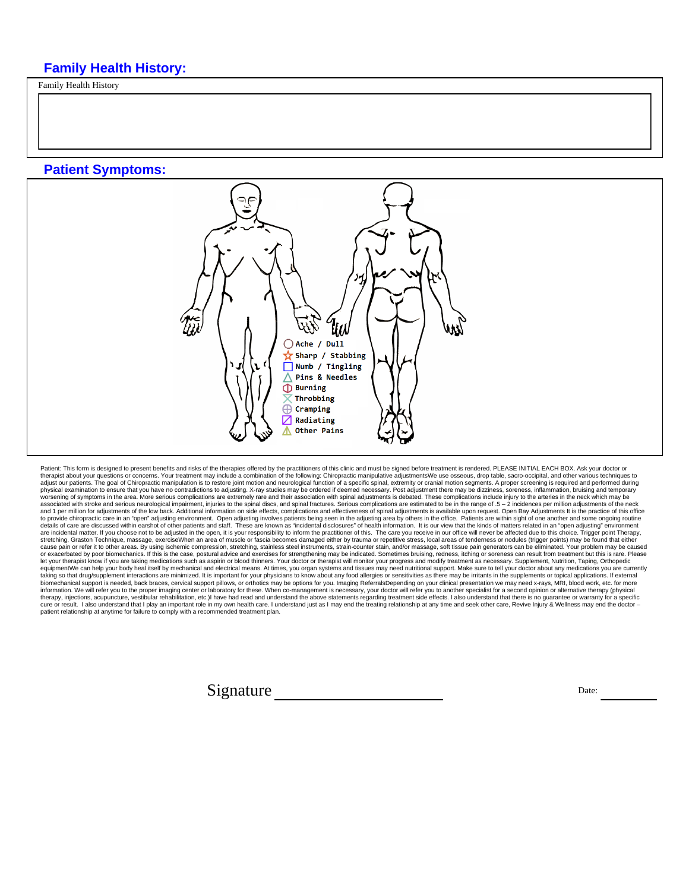## Family Health History:

Family Health History

## Patient Symptoms:

Ache / Dull
Sharp / Stabbing
Numb / Tingling
Pins & Needles
Burning
Throbbing
Cramping
Radiating
Other Pains

Patient: This form is designed to present benefits and risks of the therapies offered by the practitioners of this clinic and must be signed before treatment is rendered. PLEASE INITIAL EACH BOX. Ask your doctor or therapist about your questions or concerns. Your treatment may include a combination of the following: Chiropractic manipulative adjustmentsWe use osseous, drop table, sacro-occipital, and other various techniques to adjust our patients. The goal of Chiropractic manipulation is to restore joint motion and neurological function of a specific spinal, extremity or cranial motion segments. A proper screening is required and performed during physical examination to ensure that you have no contradictions to adjusting. X-ray studies may be ordered if deemed necessary. Post adjustment there may be dizziness, soreness, inflammation, bruising and temporary worsening of symptoms in the area. More serious complications are extremely rare and their association with spinal adjustments is debated. These complications include injury to the arteries in the neck which may be associated with stroke and serious neurological impairment, injuries to the spinal discs, and spinal fractures. Serious complications are estimated to be in the range of .5 – 2 incidences per million adjustments of the neck and 1 per million for adjustments of the low back. Additional information on side effects, complications and effectiveness of spinal adjustments is available upon request. Open Bay Adjustments It is the practice of this office to provide chiropractic care in an "open" adjusting environment. Open adjusting involves patients being seen in the adjusting area by others in the office. Patients are within sight of one another and some ongoing routine details of care are discussed within earshot of other patients and staff. These are known as "incidental disclosures" of health information. It is our view that the kinds of matters related in an "open adjusting" environment are incidental matter. If you choose not to be adjusted in the open, it is your responsibility to inform the practitioner of this. The care you receive in our office will never be affected due to this choice. Trigger point Therapy, stretching, Graston Technique, massage, exerciseWhen an area of muscle or fascia becomes damaged either by trauma or repetitive stress, local areas of tenderness or nodules (trigger points) may be found that either cause pain or refer it to other areas. By using ischemic compression, stretching, stainless steel instruments, strain-counter stain, and/or massage, soft tissue pain generators can be eliminated. Your problem may be caused or exacerbated by poor biomechanics. If this is the case, postural advice and exercises for strengthening may be indicated. Sometimes bruising, redness, itching or soreness can result from treatment but this is rare. Please let your therapist know if you are taking medications such as aspirin or blood thinners. Your doctor or therapist will monitor your progress and modify treatment as necessary. Supplement, Nutrition, Taping, Orthopedic equipmentWe can help your body heal itself by mechanical and electrical means. At times, you organ systems and tissues may need nutritional support. Make sure to tell your doctor about any medications you are currently taking so that drug/supplement interactions are minimized. It is important for your physicians to know about any food allergies or sensitivities as there may be irritants in the supplements or topical applications. If external biomechanical support is needed, back braces, cervical support pillows, or orthotics may be options for you. Imaging ReferralsDepending on your clinical presentation we may need x-rays, MRI, blood work, etc. for more information. We will refer you to the proper imaging center or laboratory for these. When co-management is necessary, your doctor will refer you to another specialist for a second opinion or alternative therapy (physical therapy, injections, acupuncture, vestibular rehabilitation, etc.)I have had read and understand the above statements regarding treatment side effects. I also understand that there is no guarantee or warranty for a specific cure or result. I also understand that I play an important role in my own health care. I understand just as I may end the treating relationship at any time and seek other care, Revive Injury & Wellness may end the doctor – patient relationship at anytime for failure to comply with a recommended treatment plan.

Signature ____________________ Date: ________